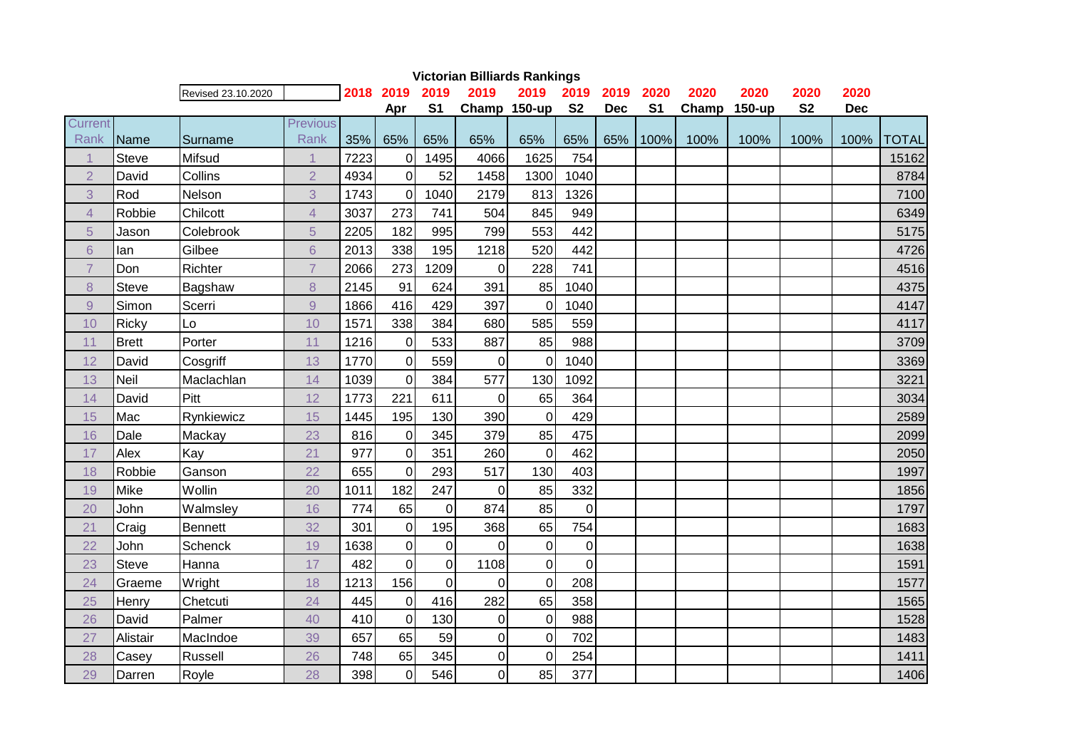# Victorian Billiards Rankings

| | | Revised 23.10.2020 | | 2018 | 2019 Apr | 2019 S1 | 2019 Champ | 2019 150-up | 2019 S2 | 2019 Dec | 2020 S1 | 2020 Champ | 2020 150-up | 2020 S2 | 2020 Dec | |
|---|---|---|---|---|---|---|---|---|---|---|---|---|---|---|---|---|
| Current Rank | Name | Surname | Previous Rank | 35% | 65% | 65% | 65% | 65% | 65% | 65% | 100% | 100% | 100% | 100% | 100% | TOTAL |
| 1 | Steve | Mifsud | 1 | 7223 | 0 | 1495 | 4066 | 1625 | 754 | | | | | | | 15162 |
| 2 | David | Collins | 2 | 4934 | 0 | 52 | 1458 | 1300 | 1040 | | | | | | | 8784 |
| 3 | Rod | Nelson | 3 | 1743 | 0 | 1040 | 2179 | 813 | 1326 | | | | | | | 7100 |
| 4 | Robbie | Chilcott | 4 | 3037 | 273 | 741 | 504 | 845 | 949 | | | | | | | 6349 |
| 5 | Jason | Colebrook | 5 | 2205 | 182 | 995 | 799 | 553 | 442 | | | | | | | 5175 |
| 6 | Ian | Gilbee | 6 | 2013 | 338 | 195 | 1218 | 520 | 442 | | | | | | | 4726 |
| 7 | Don | Richter | 7 | 2066 | 273 | 1209 | 0 | 228 | 741 | | | | | | | 4516 |
| 8 | Steve | Bagshaw | 8 | 2145 | 91 | 624 | 391 | 85 | 1040 | | | | | | | 4375 |
| 9 | Simon | Scerri | 9 | 1866 | 416 | 429 | 397 | 0 | 1040 | | | | | | | 4147 |
| 10 | Ricky | Lo | 10 | 1571 | 338 | 384 | 680 | 585 | 559 | | | | | | | 4117 |
| 11 | Brett | Porter | 11 | 1216 | 0 | 533 | 887 | 85 | 988 | | | | | | | 3709 |
| 12 | David | Cosgriff | 13 | 1770 | 0 | 559 | 0 | 0 | 1040 | | | | | | | 3369 |
| 13 | Neil | Maclachlan | 14 | 1039 | 0 | 384 | 577 | 130 | 1092 | | | | | | | 3221 |
| 14 | David | Pitt | 12 | 1773 | 221 | 611 | 0 | 65 | 364 | | | | | | | 3034 |
| 15 | Mac | Rynkiewicz | 15 | 1445 | 195 | 130 | 390 | 0 | 429 | | | | | | | 2589 |
| 16 | Dale | Mackay | 23 | 816 | 0 | 345 | 379 | 85 | 475 | | | | | | | 2099 |
| 17 | Alex | Kay | 21 | 977 | 0 | 351 | 260 | 0 | 462 | | | | | | | 2050 |
| 18 | Robbie | Ganson | 22 | 655 | 0 | 293 | 517 | 130 | 403 | | | | | | | 1997 |
| 19 | Mike | Wollin | 20 | 1011 | 182 | 247 | 0 | 85 | 332 | | | | | | | 1856 |
| 20 | John | Walmsley | 16 | 774 | 65 | 0 | 874 | 85 | 0 | | | | | | | 1797 |
| 21 | Craig | Bennett | 32 | 301 | 0 | 195 | 368 | 65 | 754 | | | | | | | 1683 |
| 22 | John | Schenck | 19 | 1638 | 0 | 0 | 0 | 0 | 0 | | | | | | | 1638 |
| 23 | Steve | Hanna | 17 | 482 | 0 | 0 | 1108 | 0 | 0 | | | | | | | 1591 |
| 24 | Graeme | Wright | 18 | 1213 | 156 | 0 | 0 | 0 | 208 | | | | | | | 1577 |
| 25 | Henry | Chetcuti | 24 | 445 | 0 | 416 | 282 | 65 | 358 | | | | | | | 1565 |
| 26 | David | Palmer | 40 | 410 | 0 | 130 | 0 | 0 | 988 | | | | | | | 1528 |
| 27 | Alistair | MacIndoe | 39 | 657 | 65 | 59 | 0 | 0 | 702 | | | | | | | 1483 |
| 28 | Casey | Russell | 26 | 748 | 65 | 345 | 0 | 0 | 254 | | | | | | | 1411 |
| 29 | Darren | Royle | 28 | 398 | 0 | 546 | 0 | 85 | 377 | | | | | | | 1406 |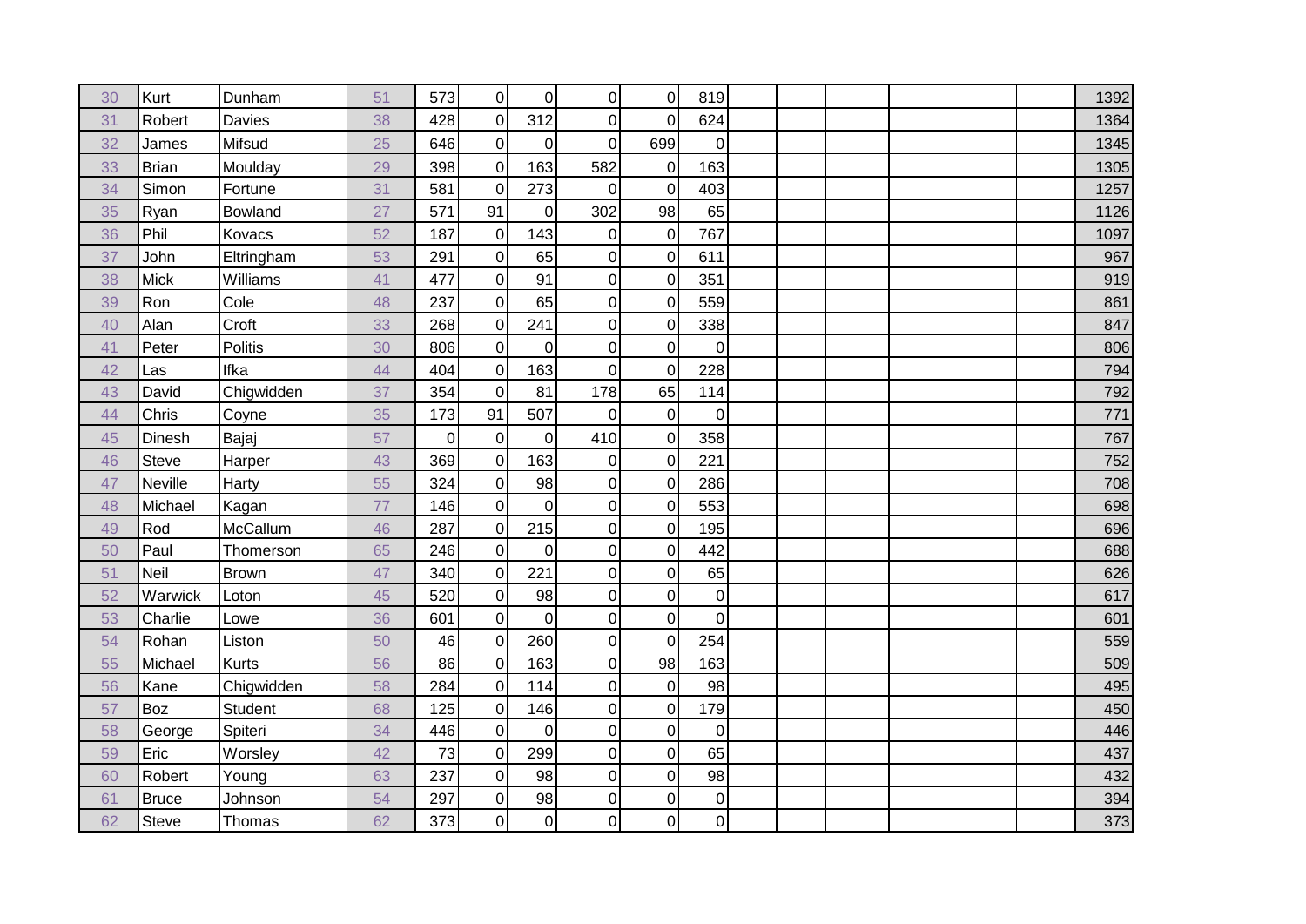| | | | | | | | | | | | | | | | | |
|---|---|---|---|---|---|---|---|---|---|---|---|---|---|---|---|---|
| 30 | Kurt | Dunham | 51 | 573 | 0 | 0 | 0 | 0 | 819 | | | | | | | 1392 |
| 31 | Robert | Davies | 38 | 428 | 0 | 312 | 0 | 0 | 624 | | | | | | | 1364 |
| 32 | James | Mifsud | 25 | 646 | 0 | 0 | 0 | 699 | 0 | | | | | | | 1345 |
| 33 | Brian | Moulday | 29 | 398 | 0 | 163 | 582 | 0 | 163 | | | | | | | 1305 |
| 34 | Simon | Fortune | 31 | 581 | 0 | 273 | 0 | 0 | 403 | | | | | | | 1257 |
| 35 | Ryan | Bowland | 27 | 571 | 91 | 0 | 302 | 98 | 65 | | | | | | | 1126 |
| 36 | Phil | Kovacs | 52 | 187 | 0 | 143 | 0 | 0 | 767 | | | | | | | 1097 |
| 37 | John | Eltringham | 53 | 291 | 0 | 65 | 0 | 0 | 611 | | | | | | | 967 |
| 38 | Mick | Williams | 41 | 477 | 0 | 91 | 0 | 0 | 351 | | | | | | | 919 |
| 39 | Ron | Cole | 48 | 237 | 0 | 65 | 0 | 0 | 559 | | | | | | | 861 |
| 40 | Alan | Croft | 33 | 268 | 0 | 241 | 0 | 0 | 338 | | | | | | | 847 |
| 41 | Peter | Politis | 30 | 806 | 0 | 0 | 0 | 0 | 0 | | | | | | | 806 |
| 42 | Las | Ifka | 44 | 404 | 0 | 163 | 0 | 0 | 228 | | | | | | | 794 |
| 43 | David | Chigwidden | 37 | 354 | 0 | 81 | 178 | 65 | 114 | | | | | | | 792 |
| 44 | Chris | Coyne | 35 | 173 | 91 | 507 | 0 | 0 | 0 | | | | | | | 771 |
| 45 | Dinesh | Bajaj | 57 | 0 | 0 | 0 | 410 | 0 | 358 | | | | | | | 767 |
| 46 | Steve | Harper | 43 | 369 | 0 | 163 | 0 | 0 | 221 | | | | | | | 752 |
| 47 | Neville | Harty | 55 | 324 | 0 | 98 | 0 | 0 | 286 | | | | | | | 708 |
| 48 | Michael | Kagan | 77 | 146 | 0 | 0 | 0 | 0 | 553 | | | | | | | 698 |
| 49 | Rod | McCallum | 46 | 287 | 0 | 215 | 0 | 0 | 195 | | | | | | | 696 |
| 50 | Paul | Thomerson | 65 | 246 | 0 | 0 | 0 | 0 | 442 | | | | | | | 688 |
| 51 | Neil | Brown | 47 | 340 | 0 | 221 | 0 | 0 | 65 | | | | | | | 626 |
| 52 | Warwick | Loton | 45 | 520 | 0 | 98 | 0 | 0 | 0 | | | | | | | 617 |
| 53 | Charlie | Lowe | 36 | 601 | 0 | 0 | 0 | 0 | 0 | | | | | | | 601 |
| 54 | Rohan | Liston | 50 | 46 | 0 | 260 | 0 | 0 | 254 | | | | | | | 559 |
| 55 | Michael | Kurts | 56 | 86 | 0 | 163 | 0 | 98 | 163 | | | | | | | 509 |
| 56 | Kane | Chigwidden | 58 | 284 | 0 | 114 | 0 | 0 | 98 | | | | | | | 495 |
| 57 | Boz | Student | 68 | 125 | 0 | 146 | 0 | 0 | 179 | | | | | | | 450 |
| 58 | George | Spiteri | 34 | 446 | 0 | 0 | 0 | 0 | 0 | | | | | | | 446 |
| 59 | Eric | Worsley | 42 | 73 | 0 | 299 | 0 | 0 | 65 | | | | | | | 437 |
| 60 | Robert | Young | 63 | 237 | 0 | 98 | 0 | 0 | 98 | | | | | | | 432 |
| 61 | Bruce | Johnson | 54 | 297 | 0 | 98 | 0 | 0 | 0 | | | | | | | 394 |
| 62 | Steve | Thomas | 62 | 373 | 0 | 0 | 0 | 0 | 0 | | | | | | | 373 |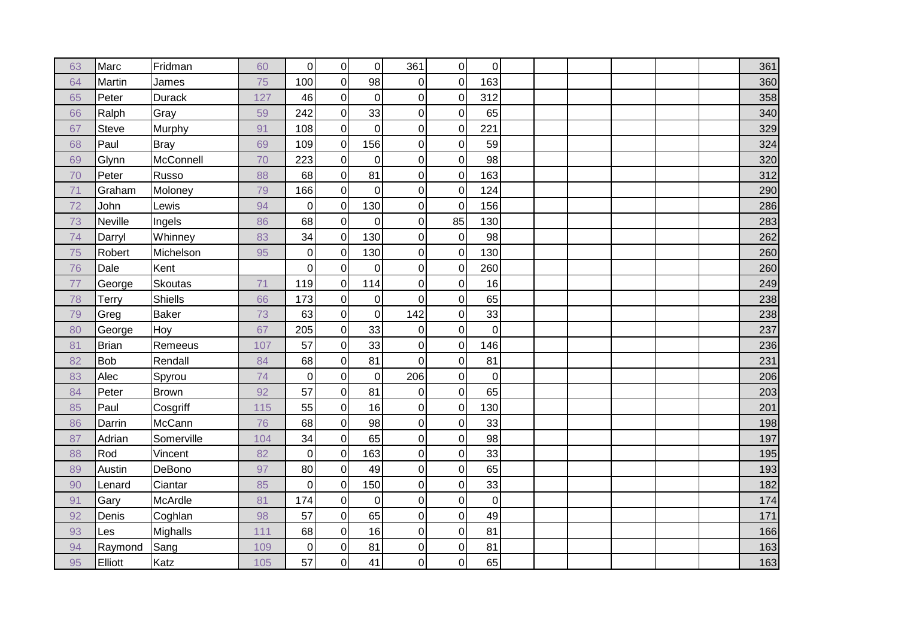| | | | | | | | | | | | | | | | | |
|---|---|---|---|---|---|---|---|---|---|---|---|---|---|---|---|---|
| 63 | Marc | Fridman | 60 | 0 | 0 | 0 | 361 | 0 | 0 | | | | | | | 361 |
| 64 | Martin | James | 75 | 100 | 0 | 98 | 0 | 0 | 163 | | | | | | | 360 |
| 65 | Peter | Durack | 127 | 46 | 0 | 0 | 0 | 0 | 312 | | | | | | | 358 |
| 66 | Ralph | Gray | 59 | 242 | 0 | 33 | 0 | 0 | 65 | | | | | | | 340 |
| 67 | Steve | Murphy | 91 | 108 | 0 | 0 | 0 | 0 | 221 | | | | | | | 329 |
| 68 | Paul | Bray | 69 | 109 | 0 | 156 | 0 | 0 | 59 | | | | | | | 324 |
| 69 | Glynn | McConnell | 70 | 223 | 0 | 0 | 0 | 0 | 98 | | | | | | | 320 |
| 70 | Peter | Russo | 88 | 68 | 0 | 81 | 0 | 0 | 163 | | | | | | | 312 |
| 71 | Graham | Moloney | 79 | 166 | 0 | 0 | 0 | 0 | 124 | | | | | | | 290 |
| 72 | John | Lewis | 94 | 0 | 0 | 130 | 0 | 0 | 156 | | | | | | | 286 |
| 73 | Neville | Ingels | 86 | 68 | 0 | 0 | 0 | 85 | 130 | | | | | | | 283 |
| 74 | Darryl | Whinney | 83 | 34 | 0 | 130 | 0 | 0 | 98 | | | | | | | 262 |
| 75 | Robert | Michelson | 95 | 0 | 0 | 130 | 0 | 0 | 130 | | | | | | | 260 |
| 76 | Dale | Kent | | 0 | 0 | 0 | 0 | 0 | 260 | | | | | | | 260 |
| 77 | George | Skoutas | 71 | 119 | 0 | 114 | 0 | 0 | 16 | | | | | | | 249 |
| 78 | Terry | Shiells | 66 | 173 | 0 | 0 | 0 | 0 | 65 | | | | | | | 238 |
| 79 | Greg | Baker | 73 | 63 | 0 | 0 | 142 | 0 | 33 | | | | | | | 238 |
| 80 | George | Hoy | 67 | 205 | 0 | 33 | 0 | 0 | 0 | | | | | | | 237 |
| 81 | Brian | Remeeus | 107 | 57 | 0 | 33 | 0 | 0 | 146 | | | | | | | 236 |
| 82 | Bob | Rendall | 84 | 68 | 0 | 81 | 0 | 0 | 81 | | | | | | | 231 |
| 83 | Alec | Spyrou | 74 | 0 | 0 | 0 | 206 | 0 | 0 | | | | | | | 206 |
| 84 | Peter | Brown | 92 | 57 | 0 | 81 | 0 | 0 | 65 | | | | | | | 203 |
| 85 | Paul | Cosgriff | 115 | 55 | 0 | 16 | 0 | 0 | 130 | | | | | | | 201 |
| 86 | Darrin | McCann | 76 | 68 | 0 | 98 | 0 | 0 | 33 | | | | | | | 198 |
| 87 | Adrian | Somerville | 104 | 34 | 0 | 65 | 0 | 0 | 98 | | | | | | | 197 |
| 88 | Rod | Vincent | 82 | 0 | 0 | 163 | 0 | 0 | 33 | | | | | | | 195 |
| 89 | Austin | DeBono | 97 | 80 | 0 | 49 | 0 | 0 | 65 | | | | | | | 193 |
| 90 | Lenard | Ciantar | 85 | 0 | 0 | 150 | 0 | 0 | 33 | | | | | | | 182 |
| 91 | Gary | McArdle | 81 | 174 | 0 | 0 | 0 | 0 | 0 | | | | | | | 174 |
| 92 | Denis | Coghlan | 98 | 57 | 0 | 65 | 0 | 0 | 49 | | | | | | | 171 |
| 93 | Les | Mighalls | 111 | 68 | 0 | 16 | 0 | 0 | 81 | | | | | | | 166 |
| 94 | Raymond | Sang | 109 | 0 | 0 | 81 | 0 | 0 | 81 | | | | | | | 163 |
| 95 | Elliott | Katz | 105 | 57 | 0 | 41 | 0 | 0 | 65 | | | | | | | 163 |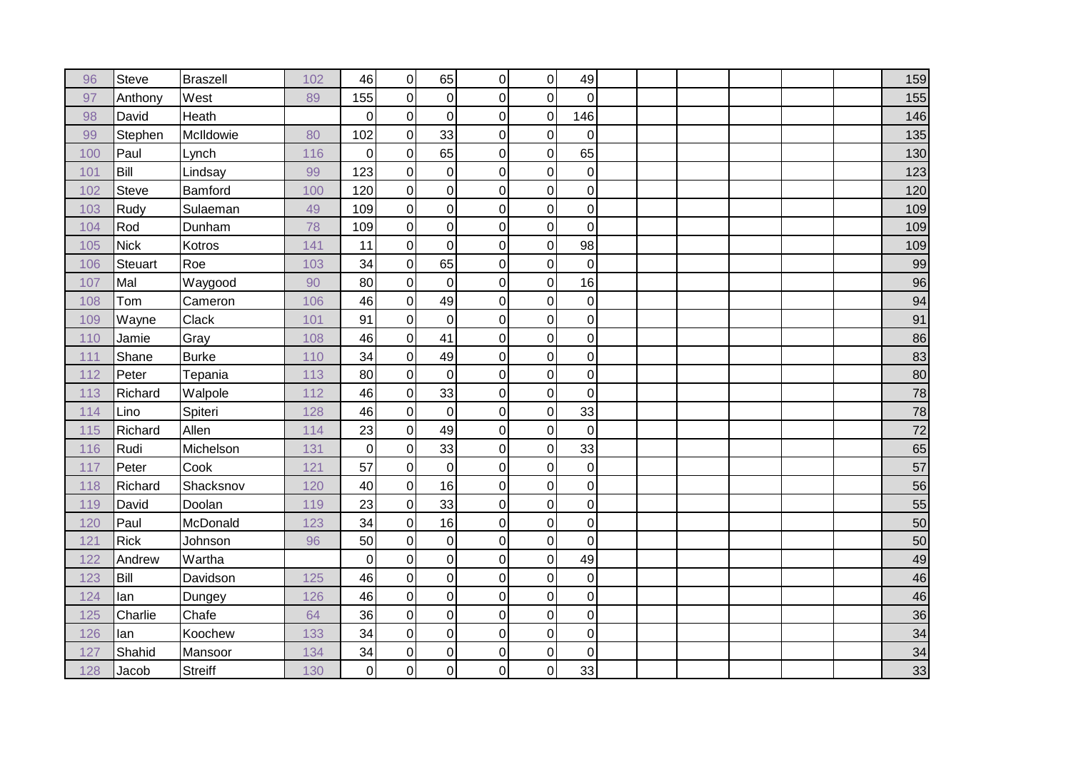| | | | | | | | | | | | | | | | | |
|---|---|---|---|---|---|---|---|---|---|---|---|---|---|---|---|---|
| 96 | Steve | Braszell | 102 | 46 | 0 | 65 | 0 | 0 | 49 | | | | | | | 159 |
| 97 | Anthony | West | 89 | 155 | 0 | 0 | 0 | 0 | 0 | | | | | | | 155 |
| 98 | David | Heath | | 0 | 0 | 0 | 0 | 0 | 146 | | | | | | | 146 |
| 99 | Stephen | McIldowie | 80 | 102 | 0 | 33 | 0 | 0 | 0 | | | | | | | 135 |
| 100 | Paul | Lynch | 116 | 0 | 0 | 65 | 0 | 0 | 65 | | | | | | | 130 |
| 101 | Bill | Lindsay | 99 | 123 | 0 | 0 | 0 | 0 | 0 | | | | | | | 123 |
| 102 | Steve | Bamford | 100 | 120 | 0 | 0 | 0 | 0 | 0 | | | | | | | 120 |
| 103 | Rudy | Sulaeman | 49 | 109 | 0 | 0 | 0 | 0 | 0 | | | | | | | 109 |
| 104 | Rod | Dunham | 78 | 109 | 0 | 0 | 0 | 0 | 0 | | | | | | | 109 |
| 105 | Nick | Kotros | 141 | 11 | 0 | 0 | 0 | 0 | 98 | | | | | | | 109 |
| 106 | Steuart | Roe | 103 | 34 | 0 | 65 | 0 | 0 | 0 | | | | | | | 99 |
| 107 | Mal | Waygood | 90 | 80 | 0 | 0 | 0 | 0 | 16 | | | | | | | 96 |
| 108 | Tom | Cameron | 106 | 46 | 0 | 49 | 0 | 0 | 0 | | | | | | | 94 |
| 109 | Wayne | Clack | 101 | 91 | 0 | 0 | 0 | 0 | 0 | | | | | | | 91 |
| 110 | Jamie | Gray | 108 | 46 | 0 | 41 | 0 | 0 | 0 | | | | | | | 86 |
| 111 | Shane | Burke | 110 | 34 | 0 | 49 | 0 | 0 | 0 | | | | | | | 83 |
| 112 | Peter | Tepania | 113 | 80 | 0 | 0 | 0 | 0 | 0 | | | | | | | 80 |
| 113 | Richard | Walpole | 112 | 46 | 0 | 33 | 0 | 0 | 0 | | | | | | | 78 |
| 114 | Lino | Spiteri | 128 | 46 | 0 | 0 | 0 | 0 | 33 | | | | | | | 78 |
| 115 | Richard | Allen | 114 | 23 | 0 | 49 | 0 | 0 | 0 | | | | | | | 72 |
| 116 | Rudi | Michelson | 131 | 0 | 0 | 33 | 0 | 0 | 33 | | | | | | | 65 |
| 117 | Peter | Cook | 121 | 57 | 0 | 0 | 0 | 0 | 0 | | | | | | | 57 |
| 118 | Richard | Shacksnov | 120 | 40 | 0 | 16 | 0 | 0 | 0 | | | | | | | 56 |
| 119 | David | Doolan | 119 | 23 | 0 | 33 | 0 | 0 | 0 | | | | | | | 55 |
| 120 | Paul | McDonald | 123 | 34 | 0 | 16 | 0 | 0 | 0 | | | | | | | 50 |
| 121 | Rick | Johnson | 96 | 50 | 0 | 0 | 0 | 0 | 0 | | | | | | | 50 |
| 122 | Andrew | Wartha | | 0 | 0 | 0 | 0 | 0 | 49 | | | | | | | 49 |
| 123 | Bill | Davidson | 125 | 46 | 0 | 0 | 0 | 0 | 0 | | | | | | | 46 |
| 124 | Ian | Dungey | 126 | 46 | 0 | 0 | 0 | 0 | 0 | | | | | | | 46 |
| 125 | Charlie | Chafe | 64 | 36 | 0 | 0 | 0 | 0 | 0 | | | | | | | 36 |
| 126 | Ian | Koochew | 133 | 34 | 0 | 0 | 0 | 0 | 0 | | | | | | | 34 |
| 127 | Shahid | Mansoor | 134 | 34 | 0 | 0 | 0 | 0 | 0 | | | | | | | 34 |
| 128 | Jacob | Streiff | 130 | 0 | 0 | 0 | 0 | 0 | 33 | | | | | | | 33 |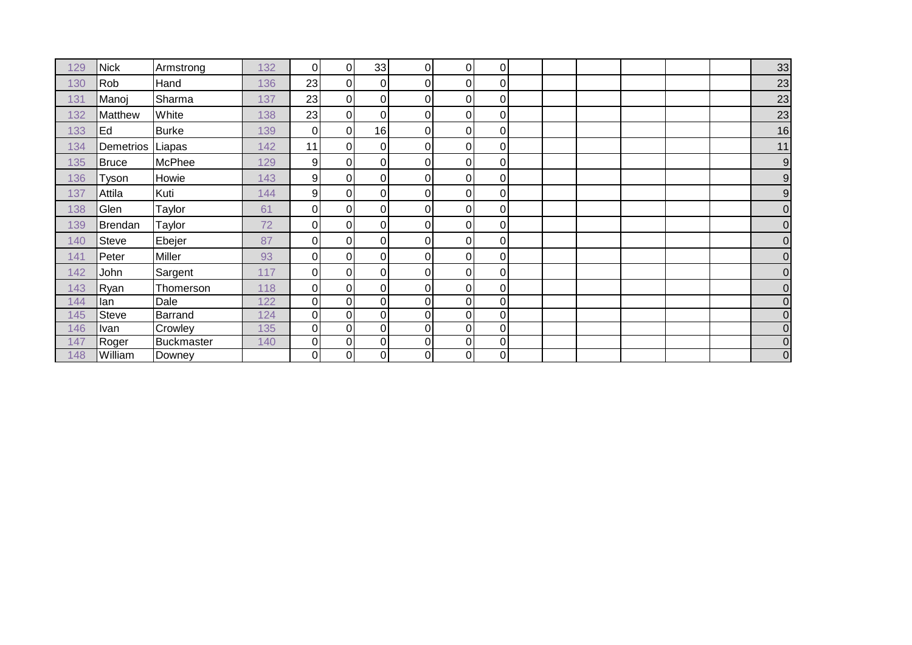| | | | | | | | | | | | | | | | | |
|---|---|---|---|---|---|---|---|---|---|---|---|---|---|---|---|---|
| 129 | Nick | Armstrong | 132 | 0 | 0 | 33 | 0 | 0 | 0 | | | | | | | 33 |
| 130 | Rob | Hand | 136 | 23 | 0 | 0 | 0 | 0 | 0 | | | | | | | 23 |
| 131 | Manoj | Sharma | 137 | 23 | 0 | 0 | 0 | 0 | 0 | | | | | | | 23 |
| 132 | Matthew | White | 138 | 23 | 0 | 0 | 0 | 0 | 0 | | | | | | | 23 |
| 133 | Ed | Burke | 139 | 0 | 0 | 16 | 0 | 0 | 0 | | | | | | | 16 |
| 134 | Demetrios | Liapas | 142 | 11 | 0 | 0 | 0 | 0 | 0 | | | | | | | 11 |
| 135 | Bruce | McPhee | 129 | 9 | 0 | 0 | 0 | 0 | 0 | | | | | | | 9 |
| 136 | Tyson | Howie | 143 | 9 | 0 | 0 | 0 | 0 | 0 | | | | | | | 9 |
| 137 | Attila | Kuti | 144 | 9 | 0 | 0 | 0 | 0 | 0 | | | | | | | 9 |
| 138 | Glen | Taylor | 61 | 0 | 0 | 0 | 0 | 0 | 0 | | | | | | | 0 |
| 139 | Brendan | Taylor | 72 | 0 | 0 | 0 | 0 | 0 | 0 | | | | | | | 0 |
| 140 | Steve | Ebejer | 87 | 0 | 0 | 0 | 0 | 0 | 0 | | | | | | | 0 |
| 141 | Peter | Miller | 93 | 0 | 0 | 0 | 0 | 0 | 0 | | | | | | | 0 |
| 142 | John | Sargent | 117 | 0 | 0 | 0 | 0 | 0 | 0 | | | | | | | 0 |
| 143 | Ryan | Thomerson | 118 | 0 | 0 | 0 | 0 | 0 | 0 | | | | | | | 0 |
| 144 | Ian | Dale | 122 | 0 | 0 | 0 | 0 | 0 | 0 | | | | | | | 0 |
| 145 | Steve | Barrand | 124 | 0 | 0 | 0 | 0 | 0 | 0 | | | | | | | 0 |
| 146 | Ivan | Crowley | 135 | 0 | 0 | 0 | 0 | 0 | 0 | | | | | | | 0 |
| 147 | Roger | Buckmaster | 140 | 0 | 0 | 0 | 0 | 0 | 0 | | | | | | | 0 |
| 148 | William | Downey | | 0 | 0 | 0 | 0 | 0 | 0 | | | | | | | 0 |